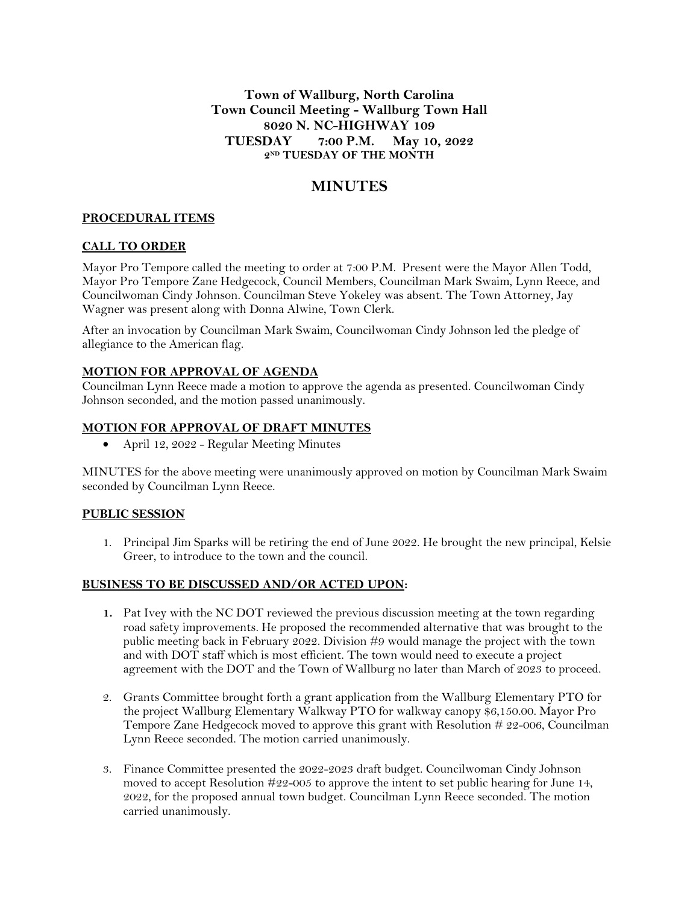**Town of Wallburg, North Carolina**
**Town Council Meeting - Wallburg Town Hall**
**8020 N. NC-HIGHWAY 109**
**TUESDAY 7:00 P.M. May 10, 2022**
**2ND TUESDAY OF THE MONTH**

# MINUTES

## PROCEDURAL ITEMS

## CALL TO ORDER

Mayor Pro Tempore called the meeting to order at 7:00 P.M. Present were the Mayor Allen Todd, Mayor Pro Tempore Zane Hedgecock, Council Members, Councilman Mark Swaim, Lynn Reece, and Councilwoman Cindy Johnson. Councilman Steve Yokeley was absent. The Town Attorney, Jay Wagner was present along with Donna Alwine, Town Clerk.

After an invocation by Councilman Mark Swaim, Councilwoman Cindy Johnson led the pledge of allegiance to the American flag.

## MOTION FOR APPROVAL OF AGENDA

Councilman Lynn Reece made a motion to approve the agenda as presented. Councilwoman Cindy Johnson seconded, and the motion passed unanimously.

## MOTION FOR APPROVAL OF DRAFT MINUTES

- April 12, 2022 - Regular Meeting Minutes

MINUTES for the above meeting were unanimously approved on motion by Councilman Mark Swaim seconded by Councilman Lynn Reece.

## PUBLIC SESSION

1. Principal Jim Sparks will be retiring the end of June 2022. He brought the new principal, Kelsie Greer, to introduce to the town and the council.

## BUSINESS TO BE DISCUSSED AND/OR ACTED UPON:

1. Pat Ivey with the NC DOT reviewed the previous discussion meeting at the town regarding road safety improvements. He proposed the recommended alternative that was brought to the public meeting back in February 2022. Division #9 would manage the project with the town and with DOT staff which is most efficient. The town would need to execute a project agreement with the DOT and the Town of Wallburg no later than March of 2023 to proceed.

2. Grants Committee brought forth a grant application from the Wallburg Elementary PTO for the project Wallburg Elementary Walkway PTO for walkway canopy $6,150.00. Mayor Pro Tempore Zane Hedgecock moved to approve this grant with Resolution # 22-006, Councilman Lynn Reece seconded. The motion carried unanimously.

3. Finance Committee presented the 2022-2023 draft budget. Councilwoman Cindy Johnson moved to accept Resolution #22-005 to approve the intent to set public hearing for June 14, 2022, for the proposed annual town budget. Councilman Lynn Reece seconded. The motion carried unanimously.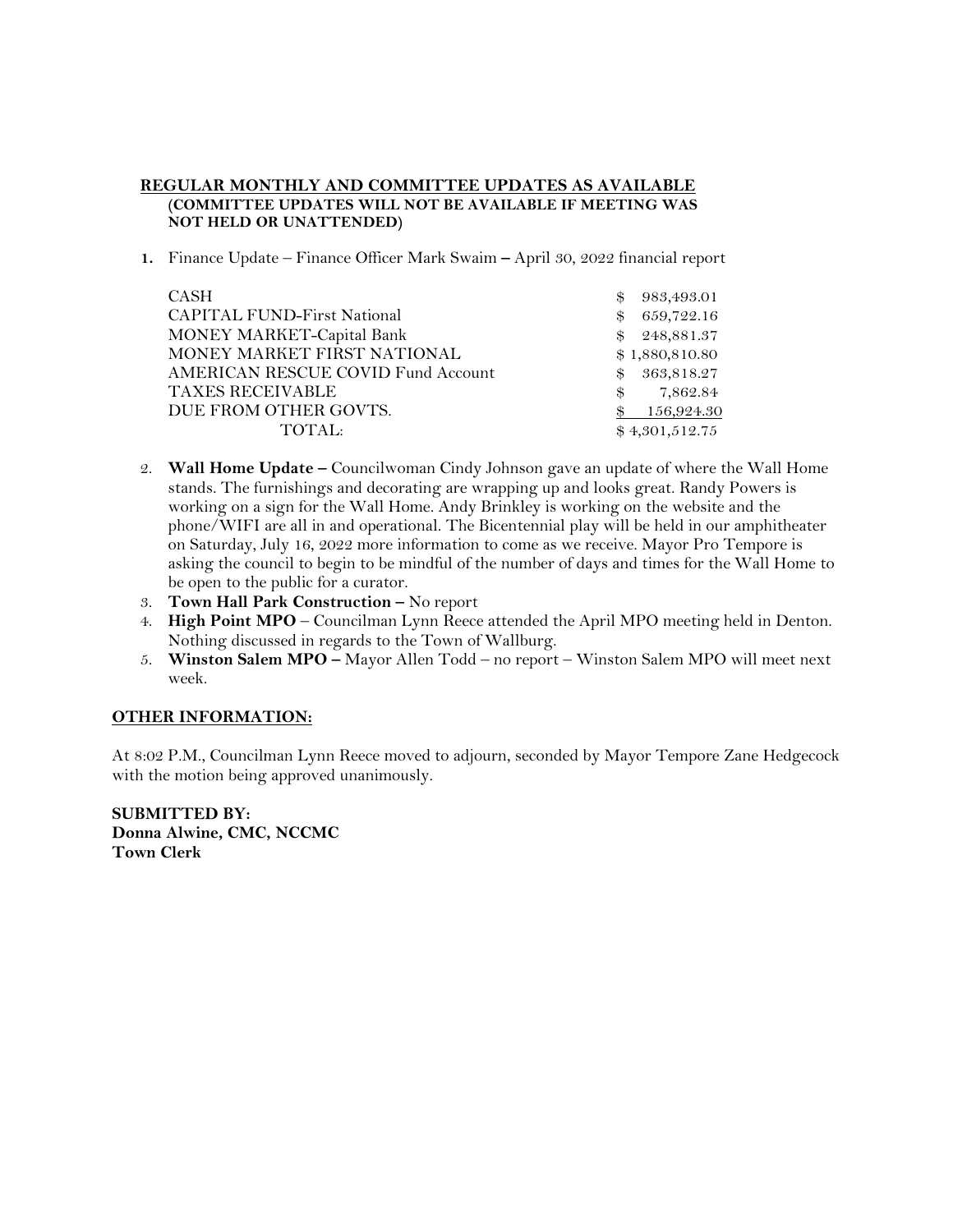**REGULAR MONTHLY AND COMMITTEE UPDATES AS AVAILABLE**
**(COMMITTEE UPDATES WILL NOT BE AVAILABLE IF MEETING WAS NOT HELD OR UNATTENDED)**

1. Finance Update – Finance Officer Mark Swaim – April 30, 2022 financial report

| | |
|---|---|
| CASH | $ 983,493.01 |
| CAPITAL FUND-First National | $ 659,722.16 |
| MONEY MARKET-Capital Bank | $ 248,881.37 |
| MONEY MARKET FIRST NATIONAL | $ 1,880,810.80 |
| AMERICAN RESCUE COVID Fund Account | $ 363,818.27 |
| TAXES RECEIVABLE | $ 7,862.84 |
| DUE FROM OTHER GOVTS. | $ 156,924.30 |
| TOTAL: | $ 4,301,512.75 |

2. **Wall Home Update –** Councilwoman Cindy Johnson gave an update of where the Wall Home stands. The furnishings and decorating are wrapping up and looks great. Randy Powers is working on a sign for the Wall Home. Andy Brinkley is working on the website and the phone/WIFI are all in and operational. The Bicentennial play will be held in our amphitheater on Saturday, July 16, 2022 more information to come as we receive. Mayor Pro Tempore is asking the council to begin to be mindful of the number of days and times for the Wall Home to be open to the public for a curator.
3. **Town Hall Park Construction –** No report
4. **High Point MPO** – Councilman Lynn Reece attended the April MPO meeting held in Denton. Nothing discussed in regards to the Town of Wallburg.
5. **Winston Salem MPO –** Mayor Allen Todd – no report – Winston Salem MPO will meet next week.

**OTHER INFORMATION:**

At 8:02 P.M., Councilman Lynn Reece moved to adjourn, seconded by Mayor Tempore Zane Hedgecock with the motion being approved unanimously.

**SUBMITTED BY:**
**Donna Alwine, CMC, NCCMC**
**Town Clerk**